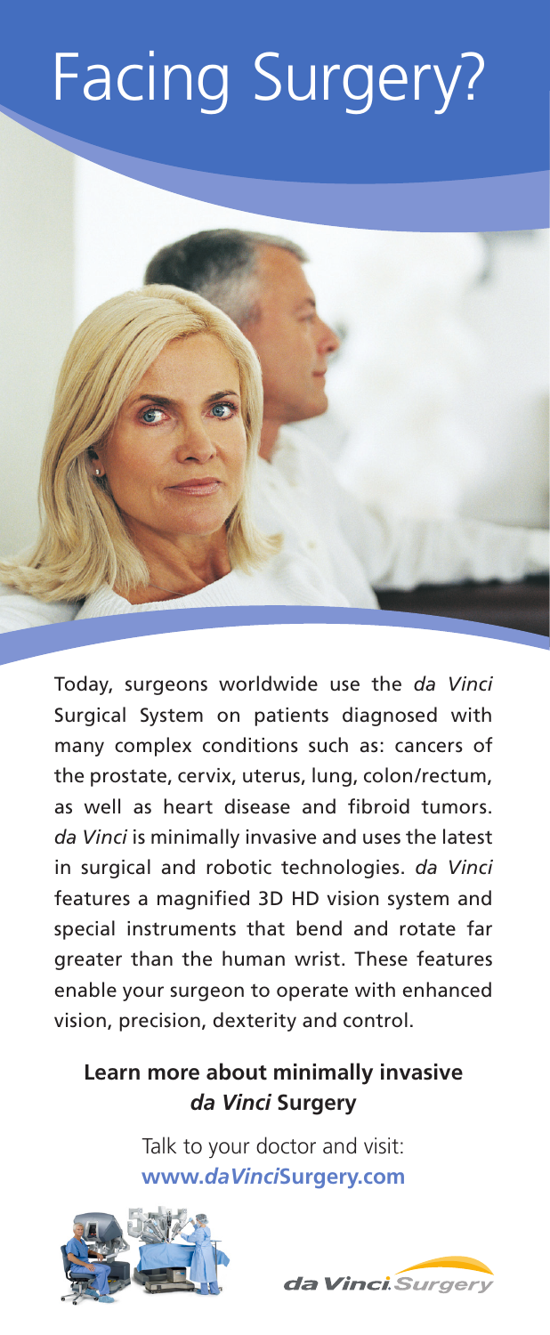# Facing Surgery?

Today, surgeons worldwide use the *da Vinci* Surgical System on patients diagnosed with many complex conditions such as: cancers of the prostate, cervix, uterus, lung, colon/rectum, as well as heart disease and fibroid tumors. *da Vinci* is minimally invasive and uses the latest in surgical and robotic technologies. *da Vinci* features a magnified 3D HD vision system and special instruments that bend and rotate far greater than the human wrist. These features enable your surgeon to operate with enhanced vision, precision, dexterity and control.

**Learn more about minimally invasive *da Vinci* Surgery**

Talk to your doctor and visit:
**www.*daVinci*Surgery.com**

*da Vinci* Surgery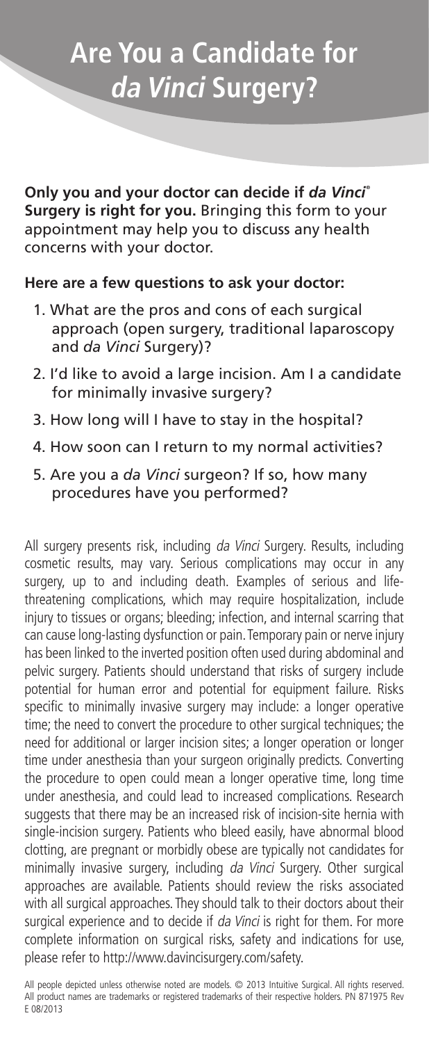# Are You a Candidate for *da Vinci* Surgery?

**Only you and your doctor can decide if *da Vinci*® Surgery is right for you.** Bringing this form to your appointment may help you to discuss any health concerns with your doctor.

**Here are a few questions to ask your doctor:**

1. What are the pros and cons of each surgical approach (open surgery, traditional laparoscopy and *da Vinci* Surgery)?
2. I'd like to avoid a large incision. Am I a candidate for minimally invasive surgery?
3. How long will I have to stay in the hospital?
4. How soon can I return to my normal activities?
5. Are you a *da Vinci* surgeon? If so, how many procedures have you performed?

All surgery presents risk, including *da Vinci* Surgery. Results, including cosmetic results, may vary. Serious complications may occur in any surgery, up to and including death. Examples of serious and life-threatening complications, which may require hospitalization, include injury to tissues or organs; bleeding; infection, and internal scarring that can cause long-lasting dysfunction or pain. Temporary pain or nerve injury has been linked to the inverted position often used during abdominal and pelvic surgery. Patients should understand that risks of surgery include potential for human error and potential for equipment failure. Risks specific to minimally invasive surgery may include: a longer operative time; the need to convert the procedure to other surgical techniques; the need for additional or larger incision sites; a longer operation or longer time under anesthesia than your surgeon originally predicts. Converting the procedure to open could mean a longer operative time, long time under anesthesia, and could lead to increased complications. Research suggests that there may be an increased risk of incision-site hernia with single-incision surgery. Patients who bleed easily, have abnormal blood clotting, are pregnant or morbidly obese are typically not candidates for minimally invasive surgery, including *da Vinci* Surgery. Other surgical approaches are available. Patients should review the risks associated with all surgical approaches. They should talk to their doctors about their surgical experience and to decide if *da Vinci* is right for them. For more complete information on surgical risks, safety and indications for use, please refer to http://www.davincisurgery.com/safety.

All people depicted unless otherwise noted are models. © 2013 Intuitive Surgical. All rights reserved. All product names are trademarks or registered trademarks of their respective holders. PN 871975 Rev E 08/2013